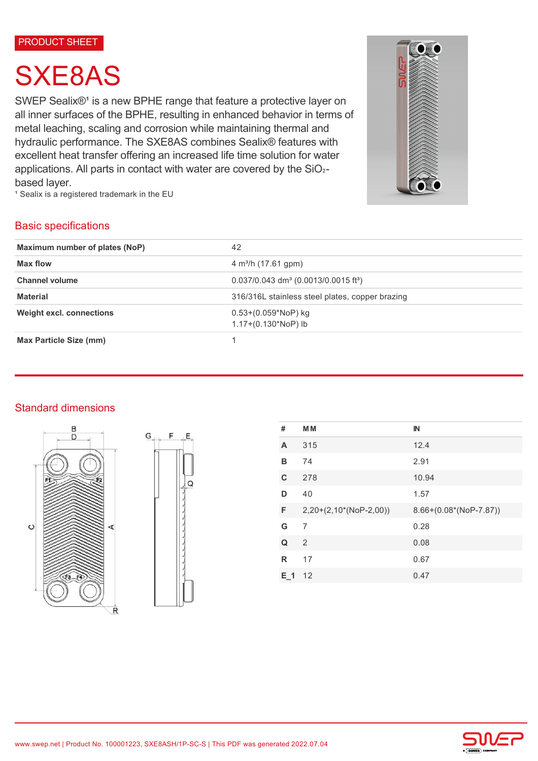PRODUCT SHEET

# SXE8AS

SWEP Sealix®[1] is a new BPHE range that feature a protective layer on all inner surfaces of the BPHE, resulting in enhanced behavior in terms of metal leaching, scaling and corrosion while maintaining thermal and hydraulic performance. The SXE8AS combines Sealix® features with excellent heat transfer offering an increased life time solution for water applications. All parts in contact with water are covered by the $SiO_2$-based layer.

[1] Sealix is a registered trademark in the EU

## Basic specifications

| | |
|---|---|
| **Maximum number of plates (NoP)** | 42 |
| **Max flow** | 4 m³/h (17.61 gpm) |
| **Channel volume** | 0.037/0.043 dm³ (0.0013/0.0015 ft³) |
| **Material** | 316/316L stainless steel plates, copper brazing |
| **Weight excl. connections** | 0.53+(0.059*NoP) kg<br>1.17+(0.130*NoP) lb |
| **Max Particle Size (mm)** | 1 |

## Standard dimensions

| # | MM | IN |
|---|---|---|
| A | 315 | 12.4 |
| B | 74 | 2.91 |
| C | 278 | 10.94 |
| D | 40 | 1.57 |
| F | 2,20+(2,10*(NoP-2,00)) | 8.66+(0.08*(NoP-7.87)) |
| G | 7 | 0.28 |
| Q | 2 | 0.08 |
| R | 17 | 0.67 |
| E_1 | 12 | 0.47 |

www.swep.net | Product No. 100001223, SXE8ASH/1P-SC-S | This PDF was generated 2022.07.04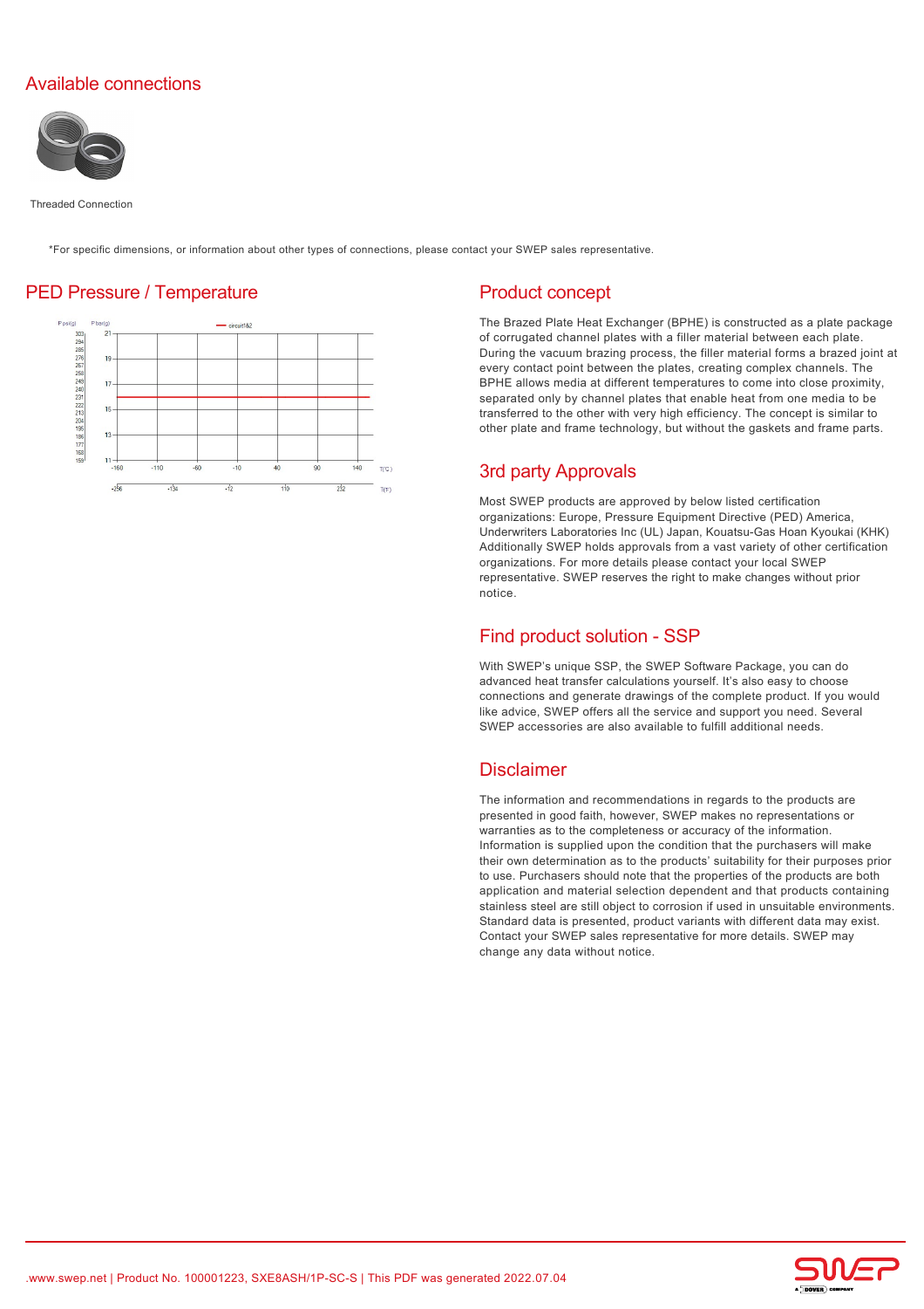## Available connections

Threaded Connection

*For specific dimensions, or information about other types of connections, please contact your SWEP sales representative.

## PED Pressure / Temperature

P psi(g)
P bar(g)
circuit1&2

303
294
285
276
267
258
249
240
231
222
213
204
195
186
177
168
159

21
19
17
15
13
11

-160 -110 -60 -10 40 90 140 T(°C)

-256 -134 -12 110 232 T(°F)

## Product concept

The Brazed Plate Heat Exchanger (BPHE) is constructed as a plate package of corrugated channel plates with a filler material between each plate. During the vacuum brazing process, the filler material forms a brazed joint at every contact point between the plates, creating complex channels. The BPHE allows media at different temperatures to come into close proximity, separated only by channel plates that enable heat from one media to be transferred to the other with very high efficiency. The concept is similar to other plate and frame technology, but without the gaskets and frame parts.

## 3rd party Approvals

Most SWEP products are approved by below listed certification organizations: Europe, Pressure Equipment Directive (PED) America, Underwriters Laboratories Inc (UL) Japan, Kouatsu-Gas Hoan Kyoukai (KHK) Additionally SWEP holds approvals from a vast variety of other certification organizations. For more details please contact your local SWEP representative. SWEP reserves the right to make changes without prior notice.

## Find product solution - SSP

With SWEP's unique SSP, the SWEP Software Package, you can do advanced heat transfer calculations yourself. It's also easy to choose connections and generate drawings of the complete product. If you would like advice, SWEP offers all the service and support you need. Several SWEP accessories are also available to fulfill additional needs.

## Disclaimer

The information and recommendations in regards to the products are presented in good faith, however, SWEP makes no representations or warranties as to the completeness or accuracy of the information. Information is supplied upon the condition that the purchasers will make their own determination as to the products' suitability for their purposes prior to use. Purchasers should note that the properties of the products are both application and material selection dependent and that products containing stainless steel are still object to corrosion if used in unsuitable environments. Standard data is presented, product variants with different data may exist. Contact your SWEP sales representative for more details. SWEP may change any data without notice.